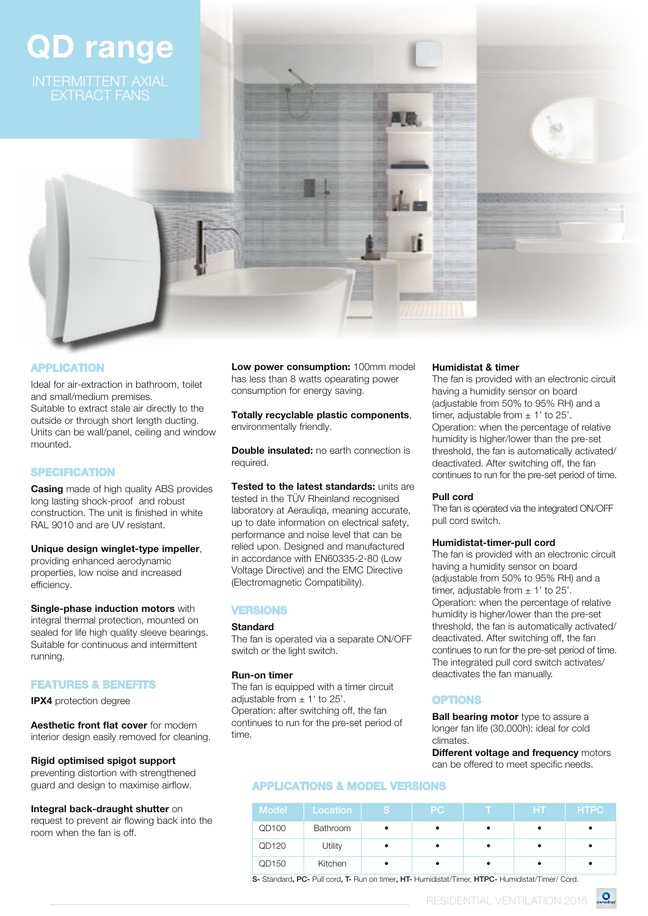# QD range

INTERMITTENT AXIAL EXTRACT FANS

## APPLICATION

Ideal for air-extraction in bathroom, toilet and small/medium premises.
Suitable to extract stale air directly to the outside or through short length ducting.
Units can be wall/panel, ceiling and window mounted.

## SPECIFICATION

**Casing** made of high quality ABS provides long lasting shock-proof and robust construction. The unit is finished in white RAL 9010 and are UV resistant.

**Unique design winglet-type impeller**, providing enhanced aerodynamic properties, low noise and increased efficiency.

**Single-phase induction motors** with integral thermal protection, mounted on sealed for life high quality sleeve bearings. Suitable for continuous and intermittent running.

## FEATURES & BENEFITS

**IPX4** protection degree

**Aesthetic front flat cover** for modern interior design easily removed for cleaning.

**Rigid optimised spigot support** preventing distortion with strengthened guard and design to maximise airflow.

**Integral back-draught shutter** on request to prevent air flowing back into the room when the fan is off.

**Low power consumption:** 100mm model has less than 8 watts opearating power consumption for energy saving.

**Totally recyclable plastic components**, environmentally friendly.

**Double insulated:** no earth connection is required.

**Tested to the latest standards:** units are tested in the TÜV Rheinland recognised laboratory at Aerauliqa, meaning accurate, up to date information on electrical safety, performance and noise level that can be relied upon. Designed and manufactured in accordance with EN60335-2-80 (Low Voltage Directive) and the EMC Directive (Electromagnetic Compatibility).

## VERSIONS

**Standard**
The fan is operated via a separate ON/OFF switch or the light switch.

**Run-on timer**
The fan is equipped with a timer circuit adjustable from ± 1' to 25'.
Operation: after switching off, the fan continues to run for the pre-set period of time.

**Humidistat & timer**
The fan is provided with an electronic circuit having a humidity sensor on board (adjustable from 50% to 95% RH) and a timer, adjustable from ± 1' to 25'.
Operation: when the percentage of relative humidity is higher/lower than the pre-set threshold, the fan is automatically activated/deactivated. After switching off, the fan continues to run for the pre-set period of time.

**Pull cord**
The fan is operated via the integrated ON/OFF pull cord switch.

**Humidistat-timer-pull cord**
The fan is provided with an electronic circuit having a humidity sensor on board (adjustable from 50% to 95% RH) and a timer, adjustable from ± 1' to 25'.
Operation: when the percentage of relative humidity is higher/lower than the pre-set threshold, the fan is automatically activated/deactivated. After switching off, the fan continues to run for the pre-set period of time.
The integrated pull cord switch activates/deactivates the fan manually.

## OPTIONS

**Ball bearing motor** type to assure a longer fan life (30.000h): ideal for cold climates.
**Different voltage and frequency** motors can be offered to meet specific needs.

## APPLICATIONS & MODEL VERSIONS

| Model | Location | S | PC | T | HT | HTPC |
|---|---|---|---|---|---|---|
| QD100 | Bathroom | • | • | • | • | • |
| QD120 | Utility | • | • | • | • | • |
| QD150 | Kitchen | • | • | • | • | • |

**S**- Standard, **PC**- Pull cord, **T**- Run on timer, **HT**- Humidistat/Timer, **HTPC**- Humidistat/Timer/ Cord.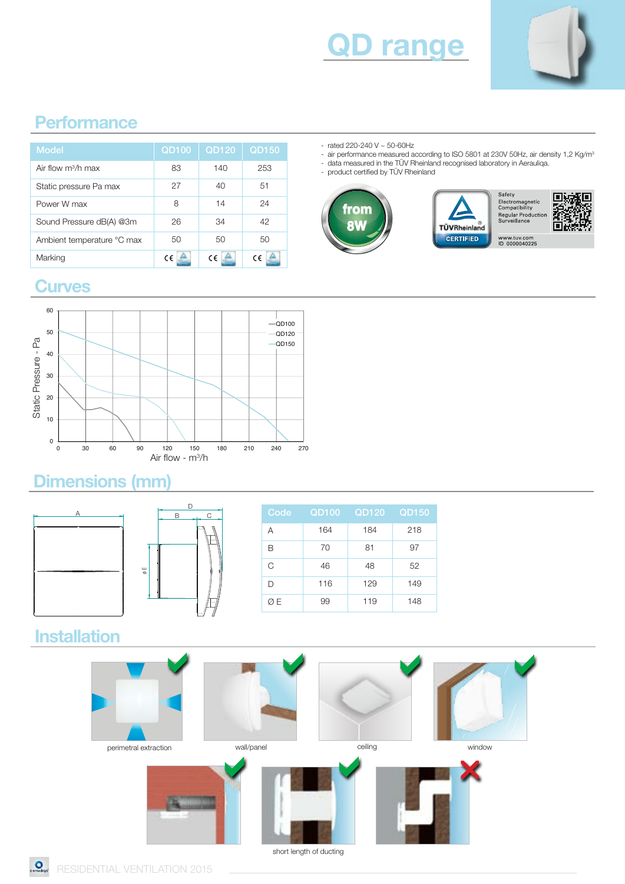# QD range

## Performance

| Model | QD100 | QD120 | QD150 |
|---|---|---|---|
| Air flow m³/h max | 83 | 140 | 253 |
| Static pressure Pa max | 27 | 40 | 51 |
| Power W max | 8 | 14 | 24 |
| Sound Pressure dB(A) @3m | 26 | 34 | 42 |
| Ambient temperature °C max | 50 | 50 | 50 |
| Marking | CE | CE | CE |

- rated 220-240 V ~ 50-60Hz
- air performance measured according to ISO 5801 at 230V 50Hz, air density 1,2 Kg/m³
- data measured in the TÜV Rheinland recognised laboratory in Aerauliqa.
- product certified by TÜV Rheinland

from 8W

TÜVRheinland CERTIFIED
Safety
Electromagnetic Compatibility
Regular Production Surveillance
www.tuv.com
ID 0000040225

## Curves

Static Pressure - Pa
60
50
40
30
20
10
0
0 30 60 90 120 150 180 210 240 270
Air flow - m³/h
QD100
QD120
QD150

## Dimensions (mm)

A
D
B C
ø E

| Code | QD100 | QD120 | QD150 |
|---|---|---|---|
| A | 164 | 184 | 218 |
| B | 70 | 81 | 97 |
| C | 46 | 48 | 52 |
| D | 116 | 129 | 149 |
| Ø E | 99 | 119 | 148 |

## Installation

perimetral extraction

wall/panel

ceiling

window

short length of ducting

RESIDENTIAL VENTILATION 2015